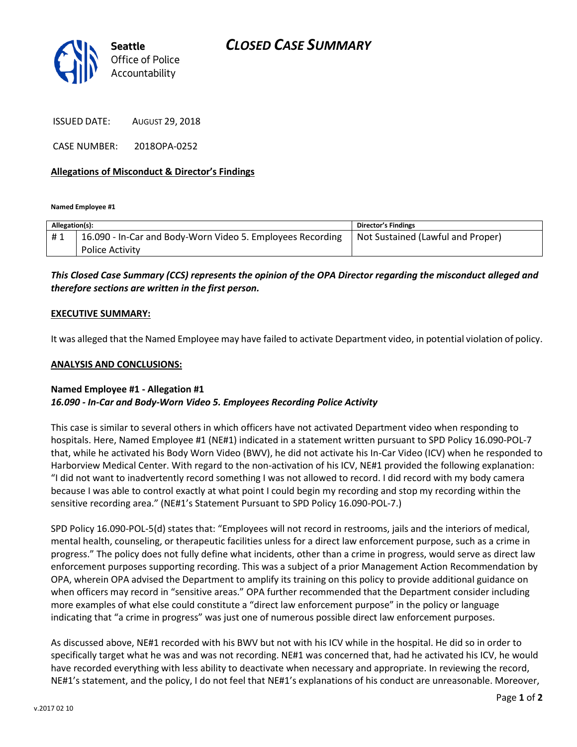# CLOSED CASE SUMMARY

Seattle Office of Police Accountability

ISSUED DATE: AUGUST 29, 2018

CASE NUMBER: 2018OPA-0252

**Allegations of Misconduct & Director's Findings**

**Named Employee #1**

| Allegation(s): | | Director's Findings |
|---|---|---|
| # 1 | 16.090 - In-Car and Body-Worn Video 5. Employees Recording Police Activity | Not Sustained (Lawful and Proper) |

***This Closed Case Summary (CCS) represents the opinion of the OPA Director regarding the misconduct alleged and therefore sections are written in the first person.***

**EXECUTIVE SUMMARY:**

It was alleged that the Named Employee may have failed to activate Department video, in potential violation of policy.

**ANALYSIS AND CONCLUSIONS:**

**Named Employee #1 - Allegation #1**
***16.090 - In-Car and Body-Worn Video 5. Employees Recording Police Activity***

This case is similar to several others in which officers have not activated Department video when responding to hospitals. Here, Named Employee #1 (NE#1) indicated in a statement written pursuant to SPD Policy 16.090-POL-7 that, while he activated his Body Worn Video (BWV), he did not activate his In-Car Video (ICV) when he responded to Harborview Medical Center. With regard to the non-activation of his ICV, NE#1 provided the following explanation: "I did not want to inadvertently record something I was not allowed to record. I did record with my body camera because I was able to control exactly at what point I could begin my recording and stop my recording within the sensitive recording area." (NE#1's Statement Pursuant to SPD Policy 16.090-POL-7.)

SPD Policy 16.090-POL-5(d) states that: "Employees will not record in restrooms, jails and the interiors of medical, mental health, counseling, or therapeutic facilities unless for a direct law enforcement purpose, such as a crime in progress." The policy does not fully define what incidents, other than a crime in progress, would serve as direct law enforcement purposes supporting recording. This was a subject of a prior Management Action Recommendation by OPA, wherein OPA advised the Department to amplify its training on this policy to provide additional guidance on when officers may record in "sensitive areas." OPA further recommended that the Department consider including more examples of what else could constitute a "direct law enforcement purpose" in the policy or language indicating that "a crime in progress" was just one of numerous possible direct law enforcement purposes.

As discussed above, NE#1 recorded with his BWV but not with his ICV while in the hospital. He did so in order to specifically target what he was and was not recording. NE#1 was concerned that, had he activated his ICV, he would have recorded everything with less ability to deactivate when necessary and appropriate. In reviewing the record, NE#1's statement, and the policy, I do not feel that NE#1's explanations of his conduct are unreasonable. Moreover,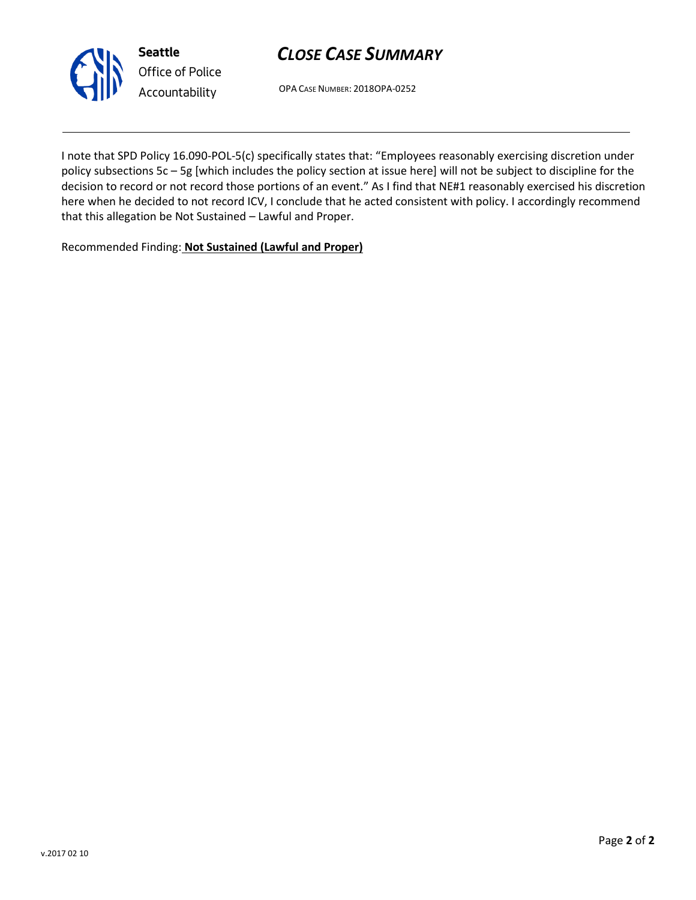I note that SPD Policy 16.090-POL-5(c) specifically states that: "Employees reasonably exercising discretion under policy subsections 5c – 5g [which includes the policy section at issue here] will not be subject to discipline for the decision to record or not record those portions of an event." As I find that NE#1 reasonably exercised his discretion here when he decided to not record ICV, I conclude that he acted consistent with policy. I accordingly recommend that this allegation be Not Sustained – Lawful and Proper.

Recommended Finding: **Not Sustained (Lawful and Proper)**